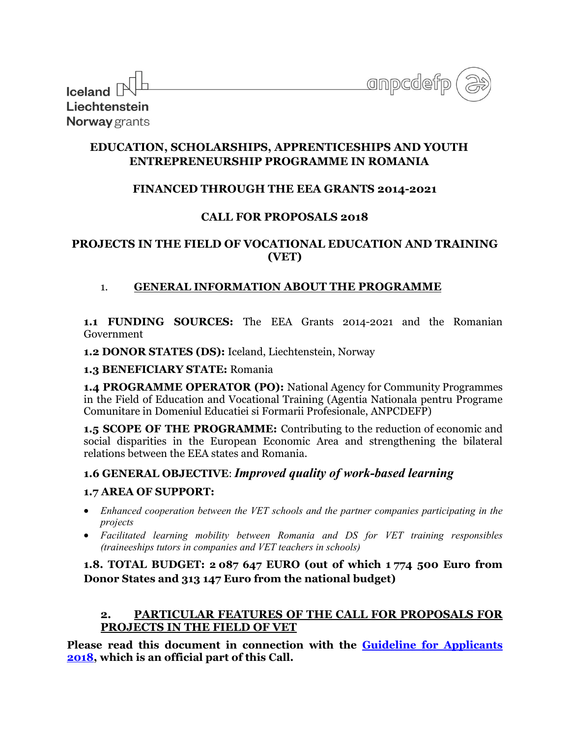Iceland Liechtenstein Norway grants

anpcdefp

# EDUCATION, SCHOLARSHIPS, APPRENTICESHIPS AND YOUTH ENTREPRENEURSHIP PROGRAMME IN ROMANIA

## FINANCED THROUGH THE EEA GRANTS 2014-2021

## CALL FOR PROPOSALS 2018

## PROJECTS IN THE FIELD OF VOCATIONAL EDUCATION AND TRAINING (VET)

### 1. GENERAL INFORMATION ABOUT THE PROGRAMME

**1.1 FUNDING SOURCES:** The EEA Grants 2014-2021 and the Romanian Government

**1.2 DONOR STATES (DS):** Iceland, Liechtenstein, Norway

**1.3 BENEFICIARY STATE:** Romania

**1.4 PROGRAMME OPERATOR (PO):** National Agency for Community Programmes in the Field of Education and Vocational Training (Agentia Nationala pentru Programe Comunitare in Domeniul Educatiei si Formarii Profesionale, ANPCDEFP)

**1.5 SCOPE OF THE PROGRAMME:** Contributing to the reduction of economic and social disparities in the European Economic Area and strengthening the bilateral relations between the EEA states and Romania.

**1.6 GENERAL OBJECTIVE**: ***Improved quality of work-based learning***

**1.7 AREA OF SUPPORT:**

- *Enhanced cooperation between the VET schools and the partner companies participating in the projects*
- *Facilitated learning mobility between Romania and DS for VET training responsibles (traineeships tutors in companies and VET teachers in schools)*

**1.8. TOTAL BUDGET: 2 087 647 EURO (out of which 1 774 500 Euro from Donor States and 313 147 Euro from the national budget)**

### 2. PARTICULAR FEATURES OF THE CALL FOR PROPOSALS FOR PROJECTS IN THE FIELD OF VET

**Please read this document in connection with the Guideline for Applicants 2018, which is an official part of this Call.**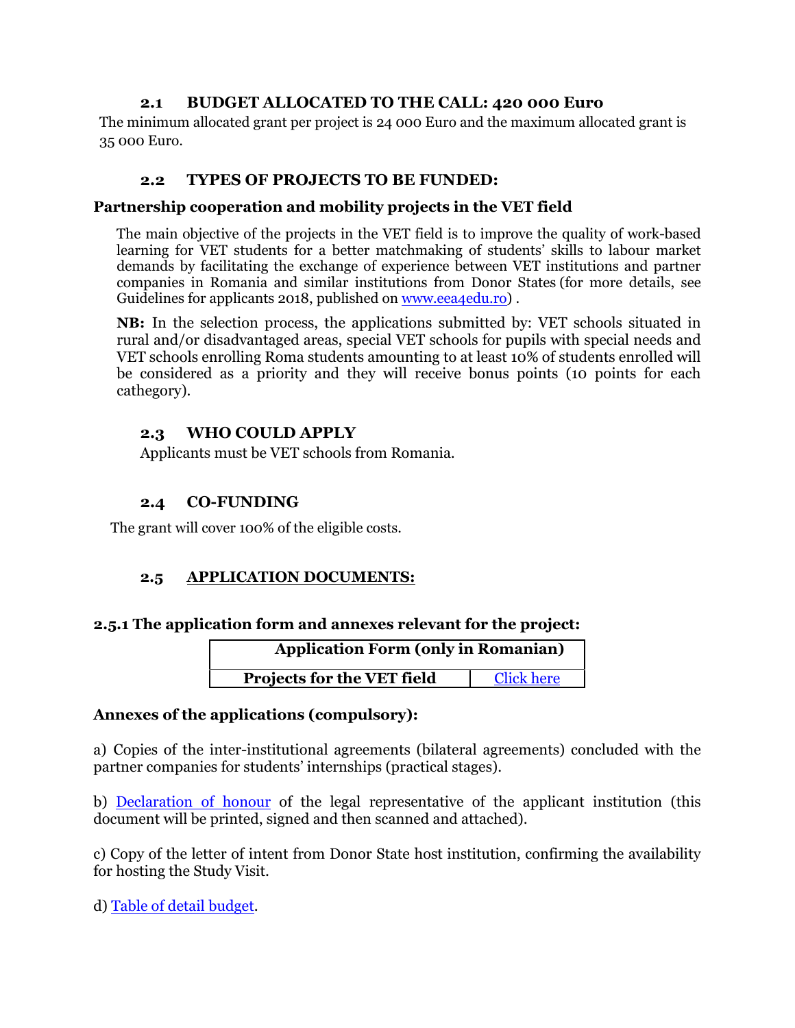### 2.1 BUDGET ALLOCATED TO THE CALL: 420 000 Euro

The minimum allocated grant per project is 24 000 Euro and the maximum allocated grant is 35 000 Euro.

### 2.2 TYPES OF PROJECTS TO BE FUNDED:

**Partnership cooperation and mobility projects in the VET field**

The main objective of the projects in the VET field is to improve the quality of work-based learning for VET students for a better matchmaking of students' skills to labour market demands by facilitating the exchange of experience between VET institutions and partner companies in Romania and similar institutions from Donor States (for more details, see Guidelines for applicants 2018, published on [www.eea4edu.ro](www.eea4edu.ro)) .

**NB:** In the selection process, the applications submitted by: VET schools situated in rural and/or disadvantaged areas, special VET schools for pupils with special needs and VET schools enrolling Roma students amounting to at least 10% of students enrolled will be considered as a priority and they will receive bonus points (10 points for each cathegory).

### 2.3 WHO COULD APPLY

Applicants must be VET schools from Romania.

### 2.4 CO-FUNDING

The grant will cover 100% of the eligible costs.

### 2.5 APPLICATION DOCUMENTS:

#### 2.5.1 The application form and annexes relevant for the project:

| Application Form (only in Romanian) | |
|---|---|
| **Projects for the VET field** | Click here |

**Annexes of the applications (compulsory):**

a) Copies of the inter-institutional agreements (bilateral agreements) concluded with the partner companies for students' internships (practical stages).

b) Declaration of honour of the legal representative of the applicant institution (this document will be printed, signed and then scanned and attached).

c) Copy of the letter of intent from Donor State host institution, confirming the availability for hosting the Study Visit.

d) Table of detail budget.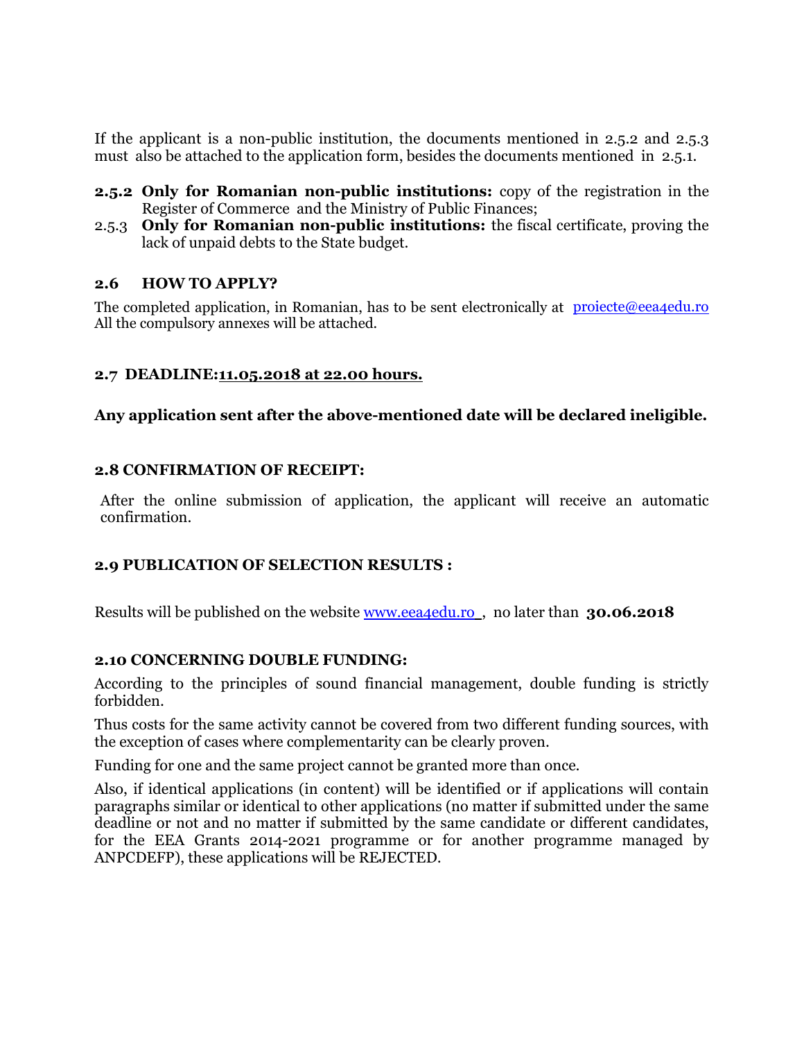If the applicant is a non-public institution, the documents mentioned in 2.5.2 and 2.5.3 must also be attached to the application form, besides the documents mentioned in 2.5.1.

- **2.5.2** **Only for Romanian non-public institutions:** copy of the registration in the Register of Commerce and the Ministry of Public Finances;
- 2.5.3 **Only for Romanian non-public institutions:** the fiscal certificate, proving the lack of unpaid debts to the State budget.

### 2.6 HOW TO APPLY?

The completed application, in Romanian, has to be sent electronically at proiecte@eea4edu.ro All the compulsory annexes will be attached.

### 2.7 DEADLINE: 11.05.2018 at 22.00 hours.

**Any application sent after the above-mentioned date will be declared ineligible.**

### 2.8 CONFIRMATION OF RECEIPT:

After the online submission of application, the applicant will receive an automatic confirmation.

### 2.9 PUBLICATION OF SELECTION RESULTS :

Results will be published on the website www.eea4edu.ro , no later than **30.06.2018**

### 2.10 CONCERNING DOUBLE FUNDING:

According to the principles of sound financial management, double funding is strictly forbidden.

Thus costs for the same activity cannot be covered from two different funding sources, with the exception of cases where complementarity can be clearly proven.

Funding for one and the same project cannot be granted more than once.

Also, if identical applications (in content) will be identified or if applications will contain paragraphs similar or identical to other applications (no matter if submitted under the same deadline or not and no matter if submitted by the same candidate or different candidates, for the EEA Grants 2014-2021 programme or for another programme managed by ANPCDEFP), these applications will be REJECTED.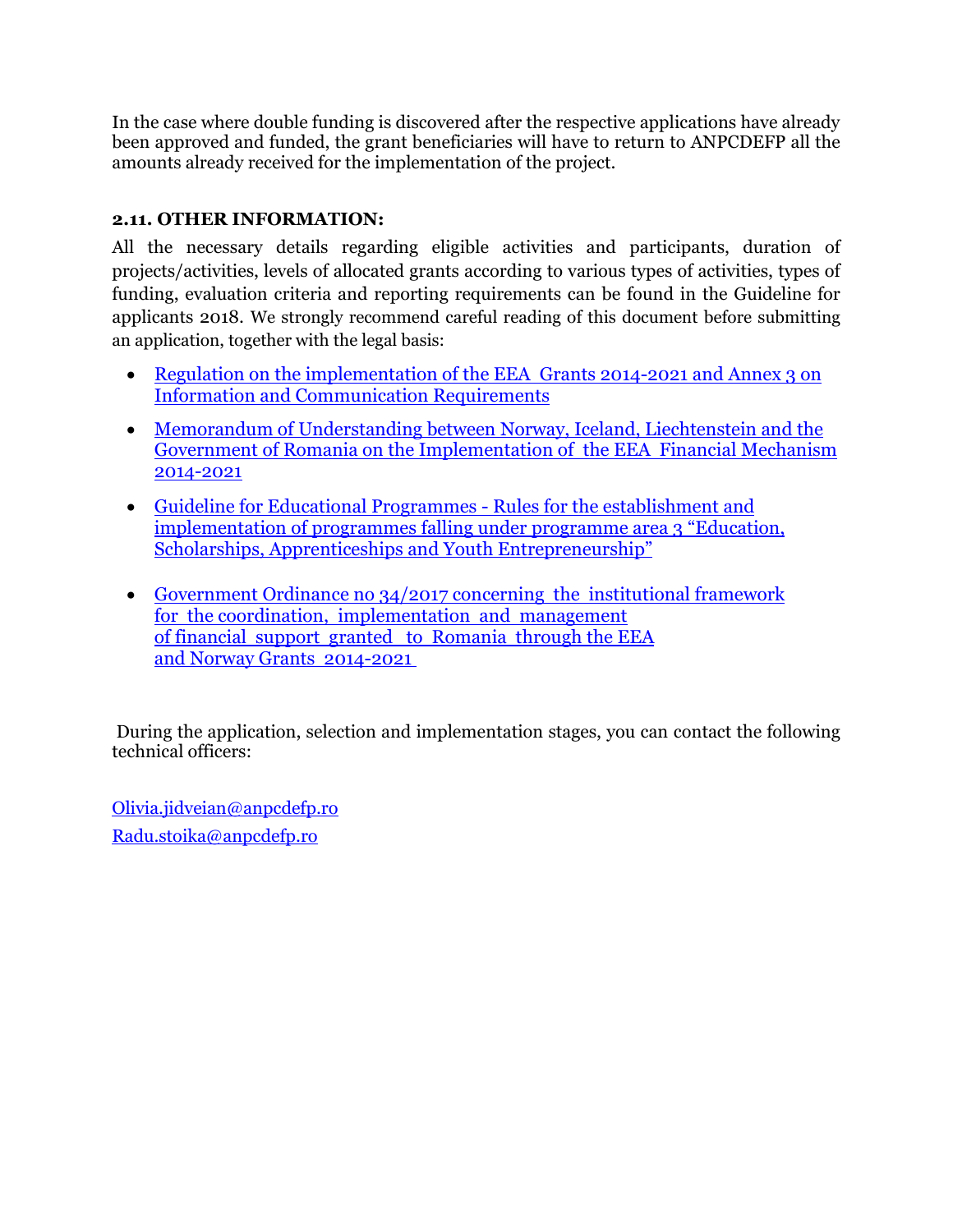In the case where double funding is discovered after the respective applications have already been approved and funded, the grant beneficiaries will have to return to ANPCDEFP all the amounts already received for the implementation of the project.

### 2.11. OTHER INFORMATION:

All the necessary details regarding eligible activities and participants, duration of projects/activities, levels of allocated grants according to various types of activities, types of funding, evaluation criteria and reporting requirements can be found in the Guideline for applicants 2018. We strongly recommend careful reading of this document before submitting an application, together with the legal basis:

- Regulation on the implementation of the EEA Grants 2014-2021 and Annex 3 on Information and Communication Requirements
- Memorandum of Understanding between Norway, Iceland, Liechtenstein and the Government of Romania on the Implementation of the EEA Financial Mechanism 2014-2021
- Guideline for Educational Programmes - Rules for the establishment and implementation of programmes falling under programme area 3 "Education, Scholarships, Apprenticeships and Youth Entrepreneurship"
- Government Ordinance no 34/2017 concerning the institutional framework for the coordination, implementation and management of financial support granted to Romania through the EEA and Norway Grants 2014-2021

During the application, selection and implementation stages, you can contact the following technical officers:

Olivia.jidveian@anpcdefp.ro

Radu.stoika@anpcdefp.ro